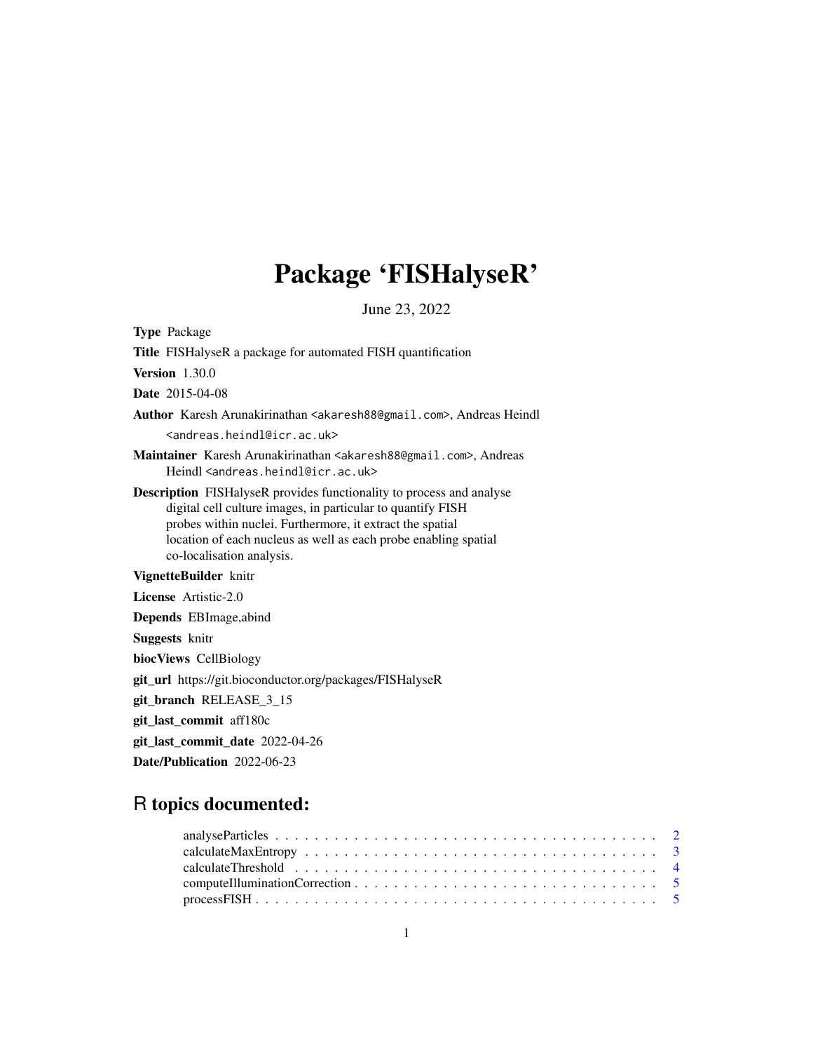# Package 'FISHalyseR'

June 23, 2022

**Type** Package

**Title** FISHalyseR a package for automated FISH quantification

**Version** 1.30.0

**Date** 2015-04-08

**Author** Karesh Arunakirinathan <akaresh88@gmail.com>, Andreas Heindl <andreas.heindl@icr.ac.uk>

**Maintainer** Karesh Arunakirinathan <akaresh88@gmail.com>, Andreas Heindl <andreas.heindl@icr.ac.uk>

**Description** FISHalyseR provides functionality to process and analyse digital cell culture images, in particular to quantify FISH probes within nuclei. Furthermore, it extract the spatial location of each nucleus as well as each probe enabling spatial co-localisation analysis.

**VignetteBuilder** knitr

**License** Artistic-2.0

**Depends** EBImage,abind

**Suggests** knitr

**biocViews** CellBiology

**git_url** https://git.bioconductor.org/packages/FISHalyseR

**git_branch** RELEASE_3_15

**git_last_commit** aff180c

**git_last_commit_date** 2022-04-26

**Date/Publication** 2022-06-23

## R topics documented:

- analyseParticles . . . . . . . . . . . . . . . . . . . . . . . . . . . . . . . . . . . . 2
- calculateMaxEntropy . . . . . . . . . . . . . . . . . . . . . . . . . . . . . . . . . . 3
- calculateThreshold . . . . . . . . . . . . . . . . . . . . . . . . . . . . . . . . . . . 4
- computeIlluminationCorrection . . . . . . . . . . . . . . . . . . . . . . . . . . . . . 5
- processFISH . . . . . . . . . . . . . . . . . . . . . . . . . . . . . . . . . . . . . . 5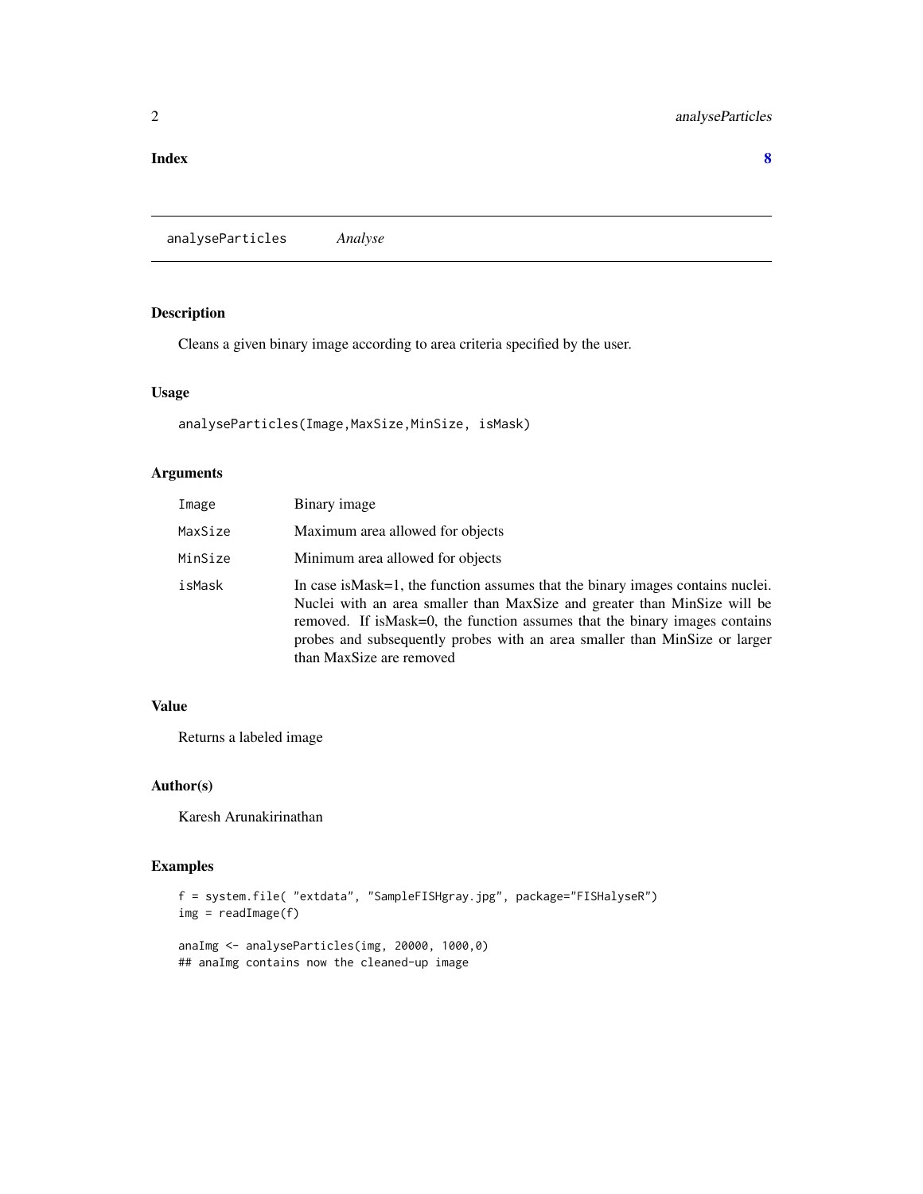**Index** **8**

---

`analyseParticles` *Analyse*

---

### Description

Cleans a given binary image according to area criteria specified by the user.

### Usage

```
analyseParticles(Image,MaxSize,MinSize, isMask)
```

### Arguments

| | |
|---|---|
| `Image` | Binary image |
| `MaxSize` | Maximum area allowed for objects |
| `MinSize` | Minimum area allowed for objects |
| `isMask` | In case isMask=1, the function assumes that the binary images contains nuclei. Nuclei with an area smaller than MaxSize and greater than MinSize will be removed. If isMask=0, the function assumes that the binary images contains probes and subsequently probes with an area smaller than MinSize or larger than MaxSize are removed |

### Value

Returns a labeled image

### Author(s)

Karesh Arunakirinathan

### Examples

```
f = system.file( "extdata", "SampleFISHgray.jpg", package="FISHalyseR")
img = readImage(f)

anaImg <- analyseParticles(img, 20000, 1000,0)
## anaImg contains now the cleaned-up image
```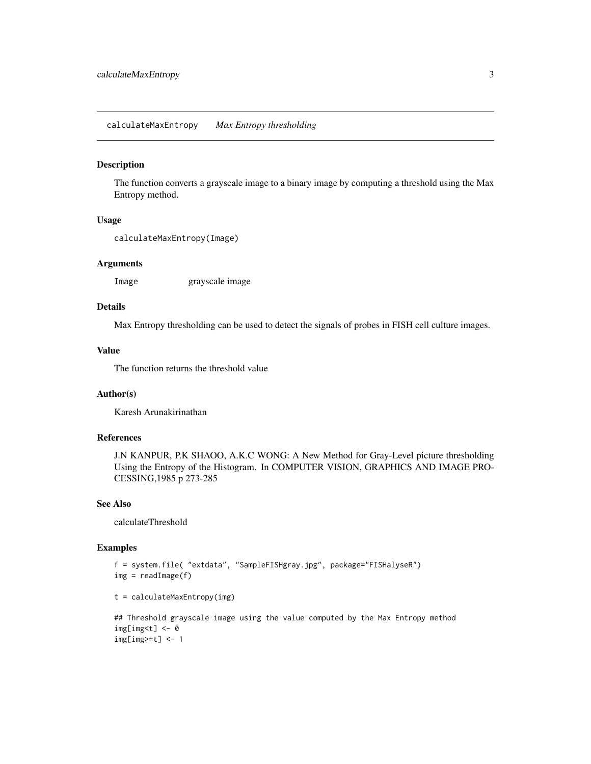# calculateMaxEntropy *Max Entropy thresholding*

## Description

The function converts a grayscale image to a binary image by computing a threshold using the Max Entropy method.

## Usage

```
calculateMaxEntropy(Image)
```

## Arguments

| | |
|---|---|
| Image | grayscale image |

## Details

Max Entropy thresholding can be used to detect the signals of probes in FISH cell culture images.

## Value

The function returns the threshold value

## Author(s)

Karesh Arunakirinathan

## References

J.N KANPUR, P.K SHAOO, A.K.C WONG: A New Method for Gray-Level picture thresholding Using the Entropy of the Histogram. In COMPUTER VISION, GRAPHICS AND IMAGE PROCESSING,1985 p 273-285

## See Also

calculateThreshold

## Examples

```
f = system.file( "extdata", "SampleFISHgray.jpg", package="FISHalyseR")
img = readImage(f)

t = calculateMaxEntropy(img)

## Threshold grayscale image using the value computed by the Max Entropy method
img[img<t] <- 0
img[img>=t] <- 1
```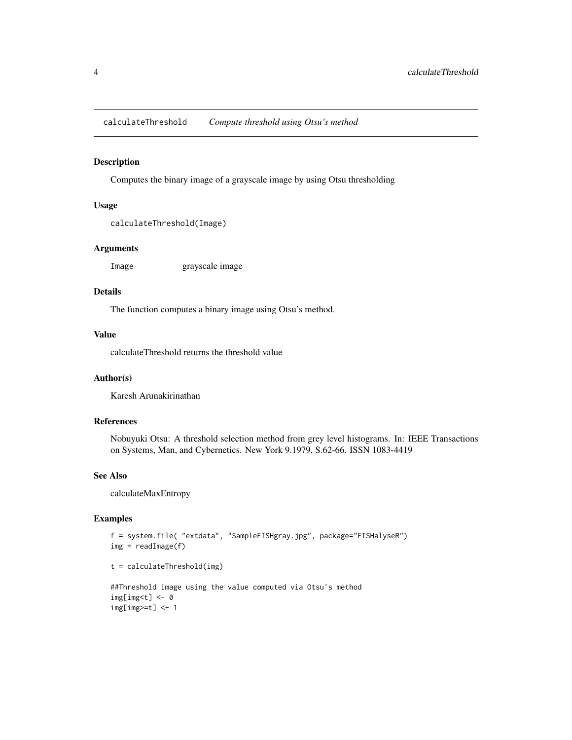## calculateThreshold *Compute threshold using Otsu's method*

### Description

Computes the binary image of a grayscale image by using Otsu thresholding

### Usage

```
calculateThreshold(Image)
```

### Arguments

| | |
|---|---|
| Image | grayscale image |

### Details

The function computes a binary image using Otsu's method.

### Value

calculateThreshold returns the threshold value

### Author(s)

Karesh Arunakirinathan

### References

Nobuyuki Otsu: A threshold selection method from grey level histograms. In: IEEE Transactions on Systems, Man, and Cybernetics. New York 9.1979, S.62-66. ISSN 1083-4419

### See Also

calculateMaxEntropy

### Examples

```
f = system.file( "extdata", "SampleFISHgray.jpg", package="FISHalyseR")
img = readImage(f)

t = calculateThreshold(img)

##Threshold image using the value computed via Otsu's method
img[img<t] <- 0
img[img>=t] <- 1
```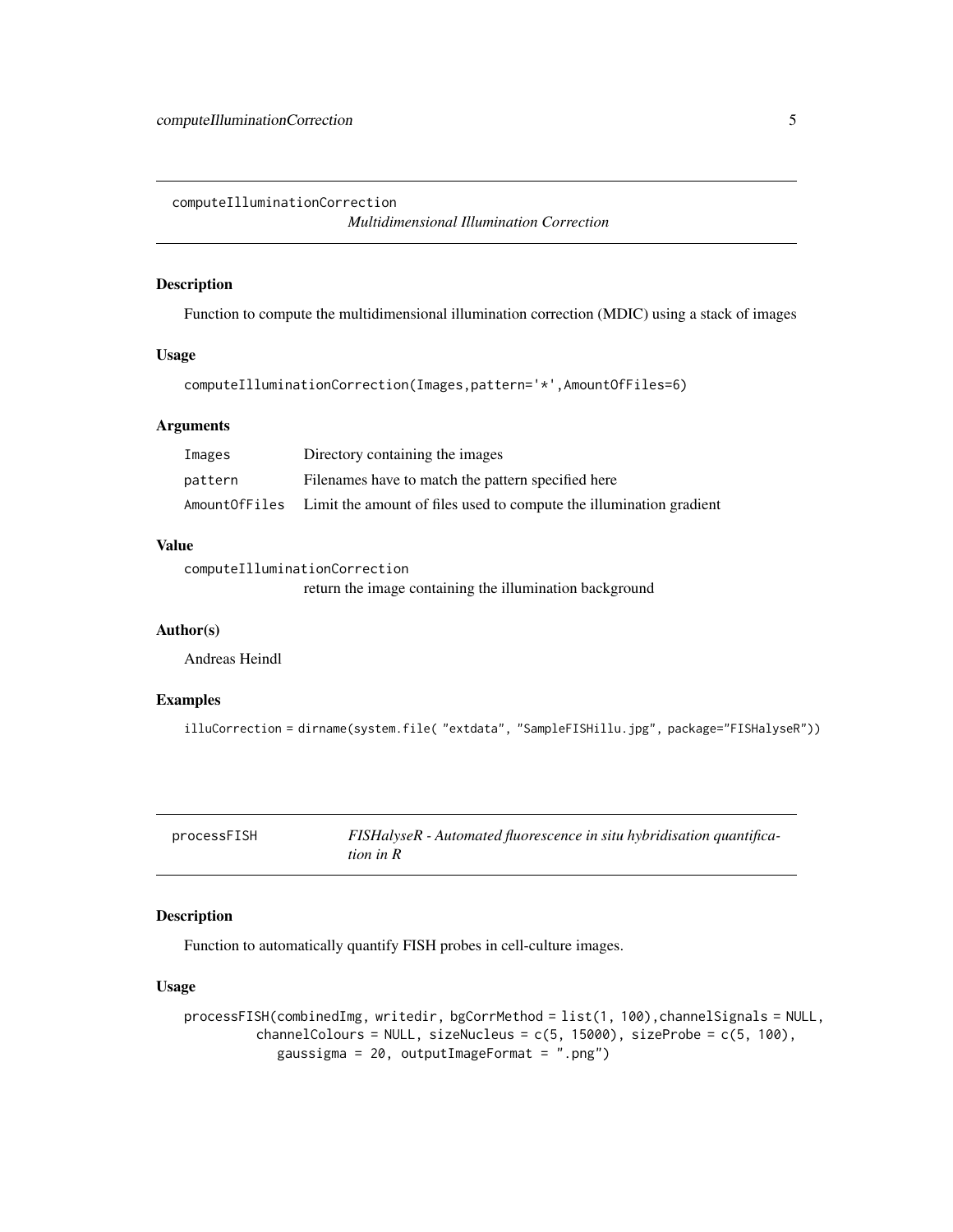## computeIlluminationCorrection

*Multidimensional Illumination Correction*

### Description

Function to compute the multidimensional illumination correction (MDIC) using a stack of images

### Usage

```
computeIlluminationCorrection(Images,pattern='*',AmountOfFiles=6)
```

### Arguments

| | |
|---|---|
| `Images` | Directory containing the images |
| `pattern` | Filenames have to match the pattern specified here |
| `AmountOfFiles` | Limit the amount of files used to compute the illumination gradient |

### Value

`computeIlluminationCorrection`
return the image containing the illumination background

### Author(s)

Andreas Heindl

### Examples

```
illuCorrection = dirname(system.file( "extdata", "SampleFISHillu.jpg", package="FISHalyseR"))
```

## processFISH

*FISHalyseR - Automated fluorescence in situ hybridisation quantification in R*

### Description

Function to automatically quantify FISH probes in cell-culture images.

### Usage

```
processFISH(combinedImg, writedir, bgCorrMethod = list(1, 100),channelSignals = NULL,
         channelColours = NULL, sizeNucleus = c(5, 15000), sizeProbe = c(5, 100),
            gaussigma = 20, outputImageFormat = ".png")
```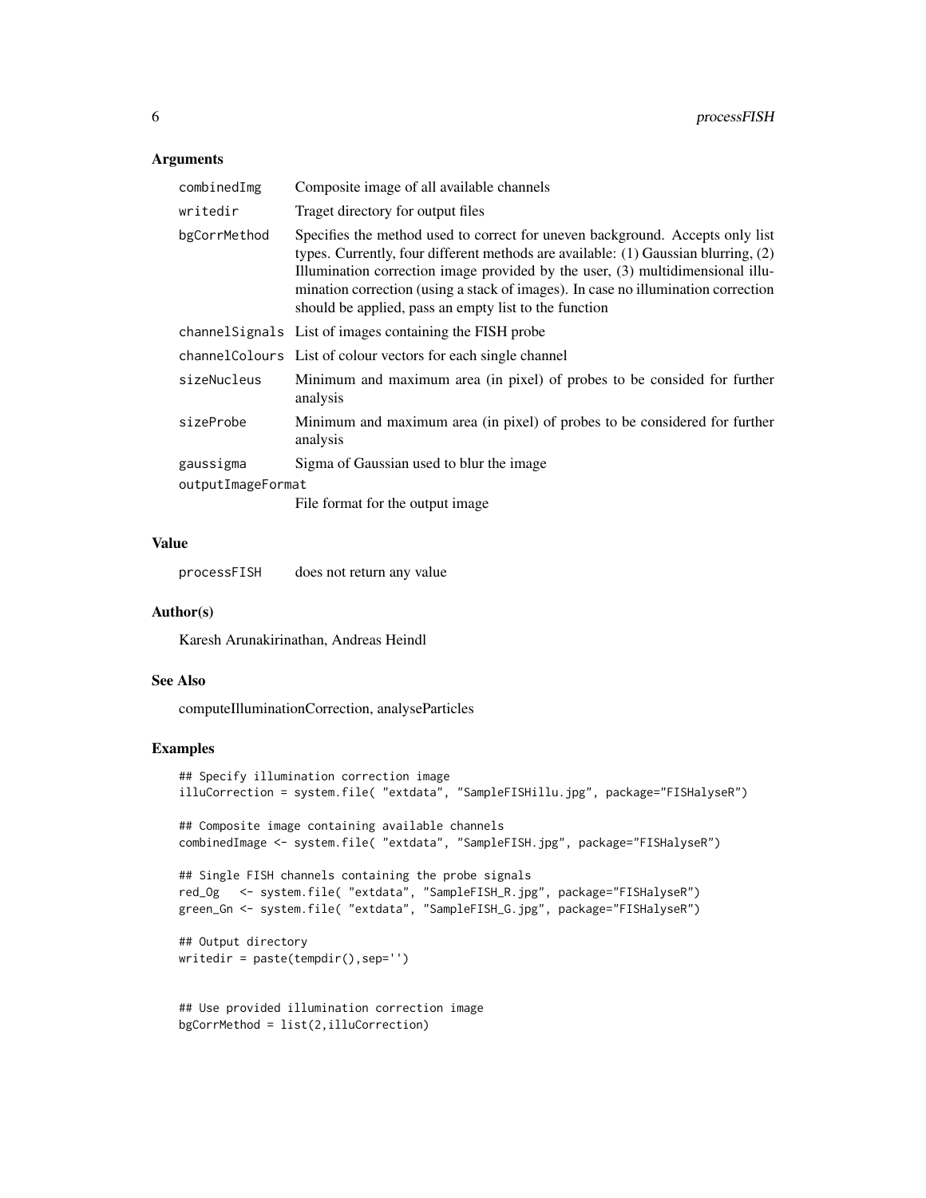### Arguments

| | |
|---|---|
| combinedImg | Composite image of all available channels |
| writedir | Traget directory for output files |
| bgCorrMethod | Specifies the method used to correct for uneven background. Accepts only list types. Currently, four different methods are available: (1) Gaussian blurring, (2) Illumination correction image provided by the user, (3) multidimensional illumination correction (using a stack of images). In case no illumination correction should be applied, pass an empty list to the function |
| channelSignals | List of images containing the FISH probe |
| channelColours | List of colour vectors for each single channel |
| sizeNucleus | Minimum and maximum area (in pixel) of probes to be consided for further analysis |
| sizeProbe | Minimum and maximum area (in pixel) of probes to be considered for further analysis |
| gaussigma | Sigma of Gaussian used to blur the image |
| outputImageFormat | File format for the output image |

### Value

| | |
|---|---|
| processFISH | does not return any value |

### Author(s)

Karesh Arunakirinathan, Andreas Heindl

### See Also

computeIlluminationCorrection, analyseParticles

### Examples

```
## Specify illumination correction image
illuCorrection = system.file( "extdata", "SampleFISHillu.jpg", package="FISHalyseR")

## Composite image containing available channels
combinedImage <- system.file( "extdata", "SampleFISH.jpg", package="FISHalyseR")

## Single FISH channels containing the probe signals
red_Og   <- system.file( "extdata", "SampleFISH_R.jpg", package="FISHalyseR")
green_Gn <- system.file( "extdata", "SampleFISH_G.jpg", package="FISHalyseR")

## Output directory
writedir = paste(tempdir(),sep='')


## Use provided illumination correction image
bgCorrMethod = list(2,illuCorrection)
```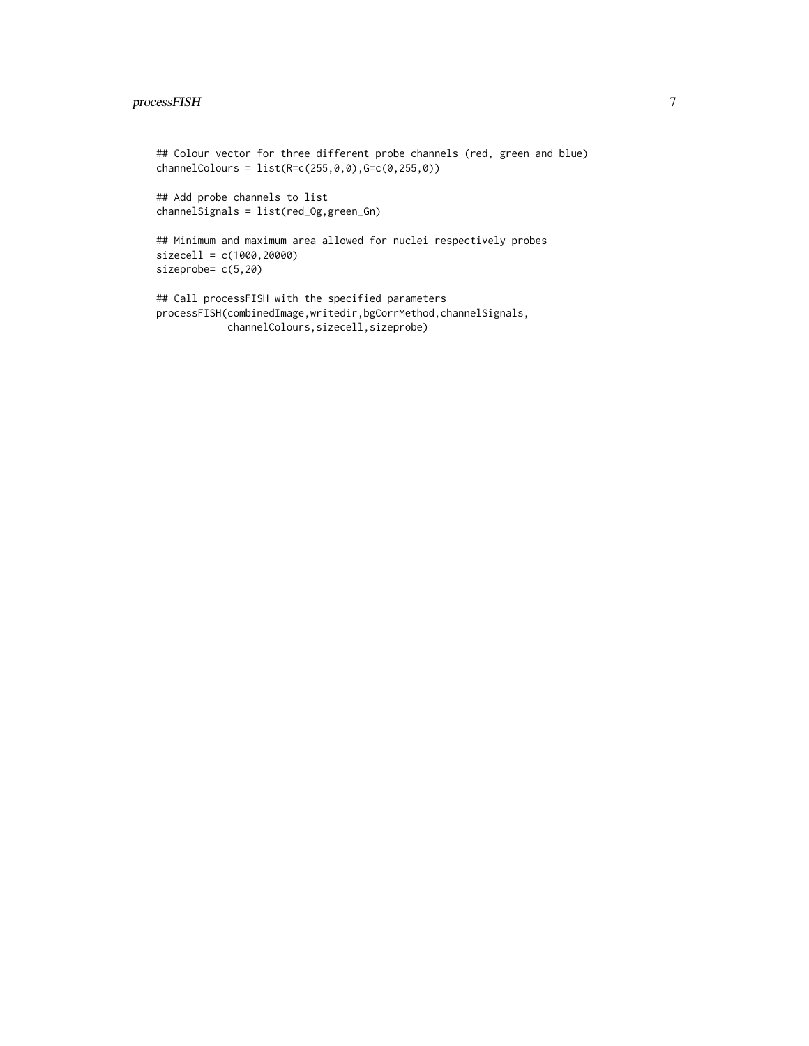```
## Colour vector for three different probe channels (red, green and blue)
channelColours = list(R=c(255,0,0),G=c(0,255,0))

## Add probe channels to list
channelSignals = list(red_Og,green_Gn)

## Minimum and maximum area allowed for nuclei respectively probes
sizecell = c(1000,20000)
sizeprobe= c(5,20)

## Call processFISH with the specified parameters
processFISH(combinedImage,writedir,bgCorrMethod,channelSignals,
            channelColours,sizecell,sizeprobe)
```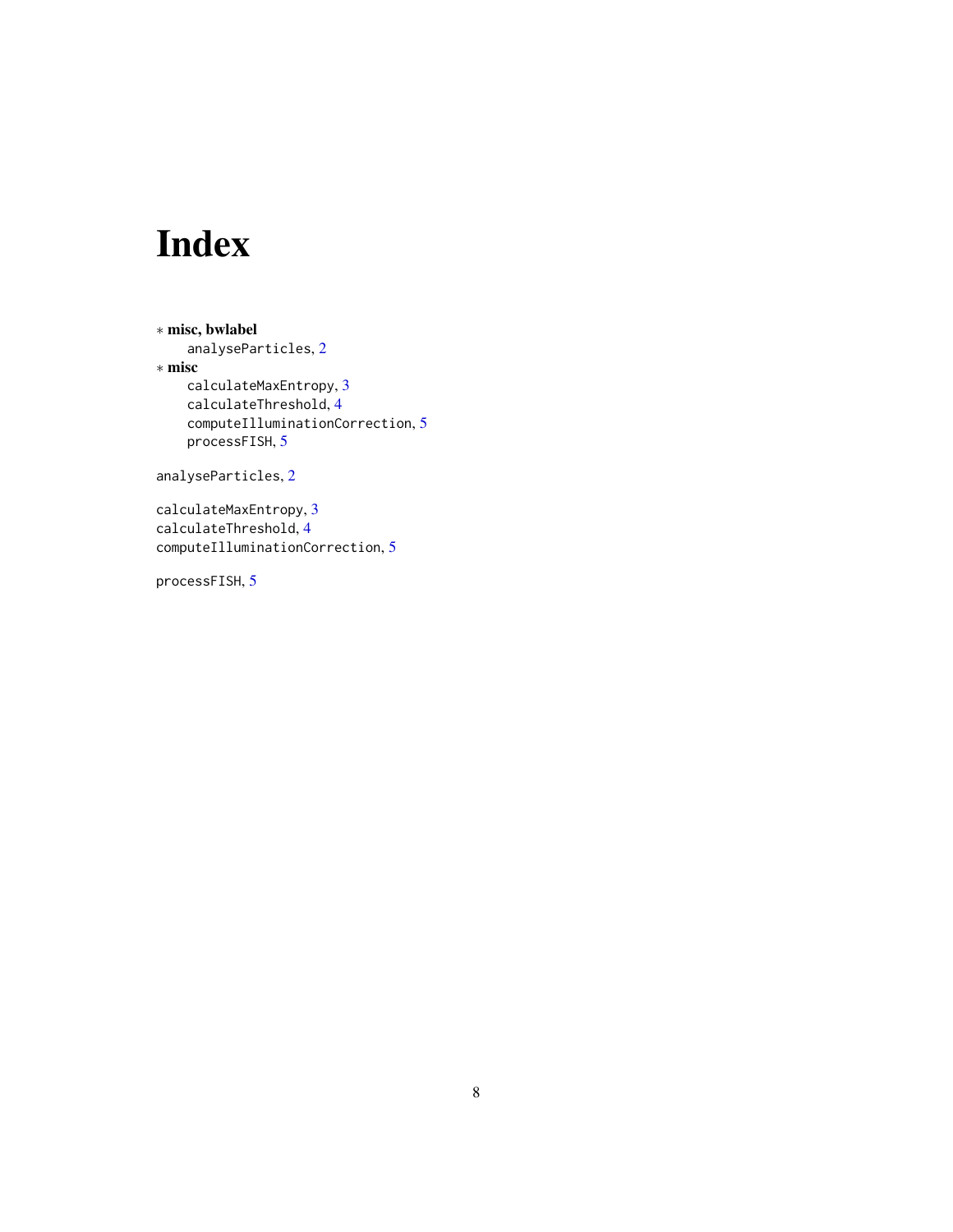# Index

∗ **misc, bwlabel**
  analyseParticles, 2

∗ **misc**
  calculateMaxEntropy, 3
  calculateThreshold, 4
  computeIlluminationCorrection, 5
  processFISH, 5

analyseParticles, 2

calculateMaxEntropy, 3
calculateThreshold, 4
computeIlluminationCorrection, 5

processFISH, 5